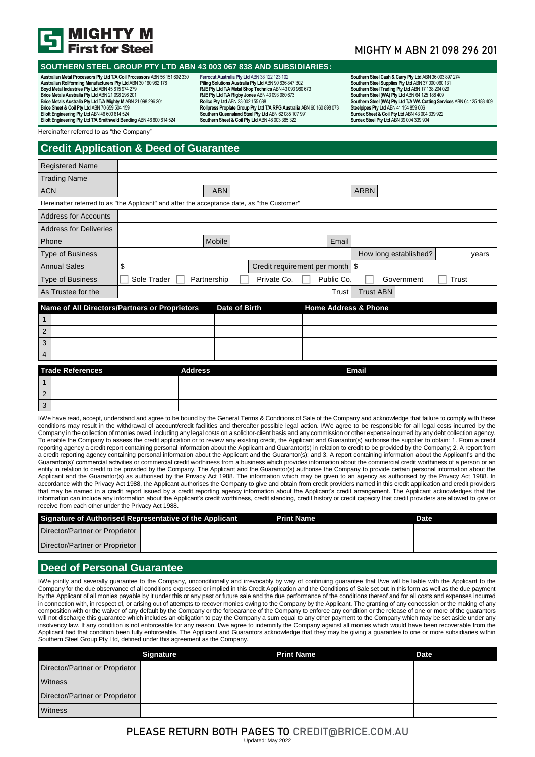# MIGHTY M First for Steel

MIGHTY M ABN 21 098 296 201

## SOUTHERN STEEL GROUP PTY LTD ABN 43 003 067 838 AND SUBSIDIARIES:

**Australian Metal Processors Pty Ltd T/A Coil Processors** ABN 56 151 692 330
**Australian Rollforming Manufacturers Pty Ltd** ABN 30 160 982 178
**Boyd Metal Industries Pty Ltd** ABN 45 615 974 279
**Brice Metals Australia Pty Ltd** ABN 21 098 296 201
**Brice Metals Australia Pty Ltd T/A Mighty M** ABN 21 098 296 201
**Brice Sheet & Coil Pty Ltd** ABN 70 659 504 159
**Eliott Engineering Pty Ltd** ABN 46 600 614 524
**Eliott Engineering Pty Ltd T/A Smithweld Bending** ABN 46 600 614 524
**Ferrocut Australia Pty Ltd** ABN 38 122 123 102
**Piling Solutions Australia Pty Ltd** ABN 90 636 847 302
**RJE Pty Ltd T/A Metal Shop Technics** ABN 43 093 980 673
**RJE Pty Ltd T/A Rigby Jones** ABN 43 093 980 673
**Rollco Pty Ltd** ABN 23 002 155 688
**Rollpress Proplate Group Pty Ltd T/A RPG Australia** ABN 60 160 898 073
**Southern Queensland Steel Pty Ltd** ABN 62 085 107 991
**Southern Sheet & Coil Pty Ltd** ABN 48 003 385 322
**Southern Steel Cash & Carry Pty Ltd** ABN 36 003 897 274
**Southern Steel Supplies Pty Ltd** ABN 37 000 060 131
**Southern Steel Trading Pty Ltd** ABN 17 138 204 029
**Southern Steel (WA) Pty Ltd** ABN 64 125 188 409
**Southern Steel (WA) Pty Ltd T/A WA Cutting Services** ABN 64 125 188 409
**Steelpipes Pty Ltd** ABN 41 154 859 006
**Surdex Sheet & Coil Pty Ltd** ABN 43 004 339 922
**Surdex Steel Pty Ltd** ABN 39 004 339 904

Hereinafter referred to as "the Company"

## Credit Application & Deed of Guarantee

| | | | | | |
|---|---|---|---|---|---|
| Registered Name | | | | | |
| Trading Name | | | | | |
| ACN | | ABN | | ARBN | |

Hereinafter referred to as "the Applicant" and after the acceptance date, as "the Customer"

| | | | | | |
|---|---|---|---|---|---|
| Address for Accounts | | | | | |
| Address for Deliveries | | | | | |
| Phone | | Mobile | | Email | |
| Type of Business | | | | How long established? | years |
| Annual Sales | $ | Credit requirement per month | $ | | |
| Type of Business | ☐ Sole Trader | ☐ Partnership | ☐ Private Co. | ☐ Public Co. | ☐ Government ☐ Trust |
| As Trustee for the | | Trust | Trust ABN | | |

| | Name of All Directors/Partners or Proprietors | Date of Birth | Home Address & Phone |
|---|---|---|---|
| 1 | | | |
| 2 | | | |
| 3 | | | |
| 4 | | | |

| | Trade References | Address | Email |
|---|---|---|---|
| 1 | | | |
| 2 | | | |
| 3 | | | |

I/We have read, accept, understand and agree to be bound by the General Terms & Conditions of Sale of the Company and acknowledge that failure to comply with these conditions may result in the withdrawal of account/credit facilities and thereafter possible legal action. I/We agree to be responsible for all legal costs incurred by the Company in the collection of monies owed, including any legal costs on a solicitor-client basis and any commission or other expense incurred by any debt collection agency. To enable the Company to assess the credit application or to review any existing credit, the Applicant and Guarantor(s) authorise the supplier to obtain: 1. From a credit reporting agency a credit report containing personal information about the Applicant and Guarantor(s) in relation to credit to be provided by the Company; 2. A report from a credit reporting agency containing personal information about the Applicant and the Guarantor(s); and 3. A report containing information about the Applicant's and the Guarantor(s)' commercial activities or commercial credit worthiness from a business which provides information about the commercial credit worthiness of a person or an entity in relation to credit to be provided by the Company. The Applicant and the Guarantor(s) authorise the Company to provide certain personal information about the Applicant and the Guarantor(s) as authorised by the Privacy Act 1988. The information which may be given to an agency as authorised by the Privacy Act 1988. In accordance with the Privacy Act 1988, the Applicant authorises the Company to give and obtain from credit providers named in this credit application and credit providers that may be named in a credit report issued by a credit reporting agency information about the Applicant's credit arrangement. The Applicant acknowledges that the information can include any information about the Applicant's credit worthiness, credit standing, credit history or credit capacity that credit providers are allowed to give or receive from each other under the Privacy Act 1988.

| Signature of Authorised Representative of the Applicant | | Print Name | Date |
|---|---|---|---|
| Director/Partner or Proprietor | | | |
| Director/Partner or Proprietor | | | |

## Deed of Personal Guarantee

I/We jointly and severally guarantee to the Company, unconditionally and irrevocably by way of continuing guarantee that I/we will be liable with the Applicant to the Company for the due observance of all conditions expressed or implied in this Credit Application and the Conditions of Sale set out in this form as well as the due payment by the Applicant of all monies payable by it under this or any past or future sale and the due performance of the conditions thereof and for all costs and expenses incurred in connection with, in respect of, or arising out of attempts to recover monies owing to the Company by the Applicant. The granting of any concession or the making of any composition with or the waiver of any default by the Company or the forbearance of the Company to enforce any condition or the release of one or more of the guarantors will not discharge this guarantee which includes an obligation to pay the Company a sum equal to any other payment to the Company which may be set aside under any insolvency law. If any condition is not enforceable for any reason, I/we agree to indemnify the Company against all monies which would have been recoverable from the Applicant had that condition been fully enforceable. The Applicant and Guarantors acknowledge that they may be giving a guarantee to one or more subsidiaries within Southern Steel Group Pty Ltd, defined under this agreement as the Company.

| | Signature | Print Name | Date |
|---|---|---|---|
| Director/Partner or Proprietor | | | |
| Witness | | | |
| Director/Partner or Proprietor | | | |
| Witness | | | |

PLEASE RETURN BOTH PAGES TO CREDIT@BRICE.COM.AU

Updated: May 2022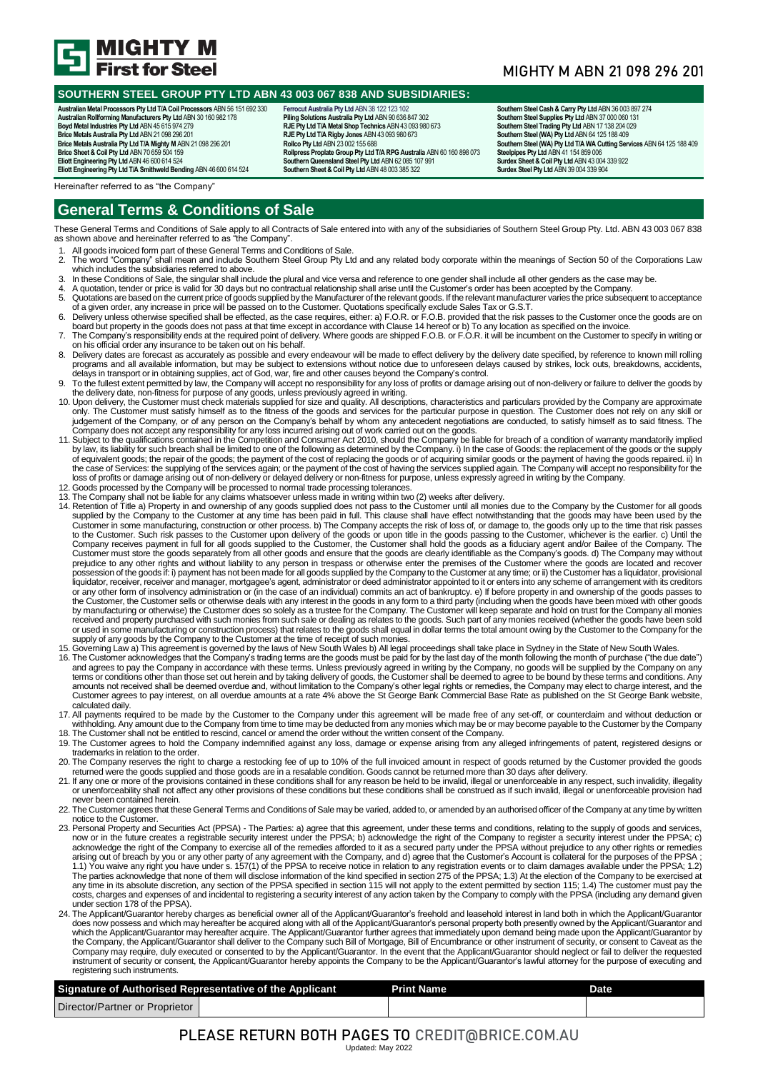# MIGHTY M First for Steel

MIGHTY M ABN 21 098 296 201

## SOUTHERN STEEL GROUP PTY LTD ABN 43 003 067 838 AND SUBSIDIARIES:

**Australian Metal Processors Pty Ltd T/A Coil Processors** ABN 56 151 692 330
**Australian Rollforming Manufacturers Pty Ltd** ABN 30 160 982 178
**Boyd Metal Industries Pty Ltd** ABN 45 615 974 279
**Brice Metals Australia Pty Ltd** ABN 21 098 296 201
**Brice Metals Australia Pty Ltd T/A Mighty M** ABN 21 098 296 201
**Brice Sheet & Coil Pty Ltd** ABN 70 659 504 159
**Eliott Engineering Pty Ltd** ABN 46 600 614 524
**Eliott Engineering Pty Ltd T/A Smithweld Bending** ABN 46 600 614 524
**Ferrocut Australia Pty Ltd** ABN 38 122 123 102
**Piling Solutions Australia Pty Ltd** ABN 90 636 847 302
**RJE Pty Ltd T/A Metal Shop Technics** ABN 43 093 980 673
**RJE Pty Ltd T/A Rigby Jones** ABN 43 093 980 673
**Rollco Pty Ltd** ABN 23 002 155 688
**Rollpress Proplate Group Pty Ltd T/A RPG Australia** ABN 60 160 898 073
**Southern Queensland Steel Pty Ltd** ABN 62 085 107 991
**Southern Sheet & Coil Pty Ltd** ABN 48 003 385 322
**Southern Steel Cash & Carry Pty Ltd** ABN 36 003 897 274
**Southern Steel Supplies Pty Ltd** ABN 37 000 060 131
**Southern Steel Trading Pty Ltd** ABN 17 138 204 029
**Southern Steel (WA) Pty Ltd** ABN 64 125 188 409
**Southern Steel (WA) Pty Ltd T/A WA Cutting Services** ABN 64 125 188 409
**Steelpipes Pty Ltd** ABN 41 154 859 006
**Surdex Sheet & Coil Pty Ltd** ABN 43 004 339 922
**Surdex Steel Pty Ltd** ABN 39 004 339 904

Hereinafter referred to as "the Company"

## General Terms & Conditions of Sale

These General Terms and Conditions of Sale apply to all Contracts of Sale entered into with any of the subsidiaries of Southern Steel Group Pty. Ltd. ABN 43 003 067 838 as shown above and hereinafter referred to as "the Company".

1. All goods invoiced form part of these General Terms and Conditions of Sale.
2. The word "Company" shall mean and include Southern Steel Group Pty Ltd and any related body corporate within the meanings of Section 50 of the Corporations Law which includes the subsidiaries referred to above.
3. In these Conditions of Sale, the singular shall include the plural and vice versa and reference to one gender shall include all other genders as the case may be.
4. A quotation, tender or price is valid for 30 days but no contractual relationship shall arise until the Customer's order has been accepted by the Company.
5. Quotations are based on the current price of goods supplied by the Manufacturer of the relevant goods. If the relevant manufacturer varies the price subsequent to acceptance of a given order, any increase in price will be passed on to the Customer. Quotations specifically exclude Sales Tax or G.S.T.
6. Delivery unless otherwise specified shall be effected, as the case requires, either: a) F.O.R. or F.O.B. provided that the risk passes to the Customer once the goods are on board but property in the goods does not pass at that time except in accordance with Clause 14 hereof or b) To any location as specified on the invoice.
7. The Company's responsibility ends at the required point of delivery. Where goods are shipped F.O.B. or F.O.R. it will be incumbent on the Customer to specify in writing or on his official order any insurance to be taken out on his behalf.
8. Delivery dates are forecast as accurately as possible and every endeavour will be made to effect delivery by the delivery date specified, by reference to known mill rolling programs and all available information, but may be subject to extensions without notice due to unforeseen delays caused by strikes, lock outs, breakdowns, accidents, delays in transport or in obtaining supplies, act of God, war, fire and other causes beyond the Company's control.
9. To the fullest extent permitted by law, the Company will accept no responsibility for any loss of profits or damage arising out of non-delivery or failure to deliver the goods by the delivery date, non-fitness for purpose of any goods, unless previously agreed in writing.
10. Upon delivery, the Customer must check materials supplied for size and quality. All descriptions, characteristics and particulars provided by the Company are approximate only. The Customer must satisfy himself as to the fitness of the goods and services for the particular purpose in question. The Customer does not rely on any skill or judgement of the Company, or of any person on the Company's behalf by whom any antecedent negotiations are conducted, to satisfy himself as to said fitness. The Company does not accept any responsibility for any loss incurred arising out of work carried out on the goods.
11. Subject to the qualifications contained in the Competition and Consumer Act 2010, should the Company be liable for breach of a condition of warranty mandatorily implied by law, its liability for such breach shall be limited to one of the following as determined by the Company. i) In the case of Goods: the replacement of the goods or the supply of equivalent goods; the repair of the goods; the payment of the cost of replacing the goods or of acquiring similar goods or the payment of having the goods repaired. ii) In the case of Services: the supplying of the services again; or the payment of the cost of having the services supplied again. The Company will accept no responsibility for the loss of profits or damage arising out of non-delivery or delayed delivery or non-fitness for purpose, unless expressly agreed in writing by the Company.
12. Goods processed by the Company will be processed to normal trade processing tolerances.
13. The Company shall not be liable for any claims whatsoever unless made in writing within two (2) weeks after delivery.
14. Retention of Title a) Property in and ownership of any goods supplied does not pass to the Customer until all monies due to the Company by the Customer for all goods supplied by the Company to the Customer at any time has been paid in full. This clause shall have effect notwithstanding that the goods may have been used by the Customer in some manufacturing, construction or other process. b) The Company accepts the risk of loss of, or damage to, the goods only up to the time that risk passes to the Customer. Such risk passes to the Customer upon delivery of the goods or upon title in the goods passing to the Customer, whichever is the earlier. c) Until the Company receives payment in full for all goods supplied to the Customer, the Customer shall hold the goods as a fiduciary agent and/or Bailee of the Company. The Customer must store the goods separately from all other goods and ensure that the goods are clearly identifiable as the Company's goods. d) The Company may without prejudice to any other rights and without liability to any person in trespass or otherwise enter the premises of the Customer where the goods are located and recover possession of the goods if: i) payment has not been made for all goods supplied by the Company to the Customer at any time; or ii) the Customer has a liquidator, provisional liquidator, receiver, receiver and manager, mortgagee's agent, administrator or deed administrator appointed to it or enters into any scheme of arrangement with its creditors or any other form of insolvency administration or (in the case of an individual) commits an act of bankruptcy. e) If before property in and ownership of the goods passes to the Customer, the Customer sells or otherwise deals with any interest in the goods in any form to a third party (including when the goods have been mixed with other goods by manufacturing or otherwise) the Customer does so solely as a trustee for the Company. The Customer will keep separate and hold on trust for the Company all monies received and property purchased with such monies from such sale or dealing as relates to the goods. Such part of any monies received (whether the goods have been sold or used in some manufacturing or construction process) that relates to the goods shall equal in dollar terms the total amount owing by the Customer to the Company for the supply of any goods by the Company to the Customer at the time of receipt of such monies.
15. Governing Law a) This agreement is governed by the laws of New South Wales b) All legal proceedings shall take place in Sydney in the State of New South Wales.
16. The Customer acknowledges that the Company's trading terms are the goods must be paid for by the last day of the month following the month of purchase ("the due date") and agrees to pay the Company in accordance with these terms. Unless previously agreed in writing by the Company, no goods will be supplied by the Company on any terms or conditions other than those set out herein and by taking delivery of goods, the Customer shall be deemed to agree to be bound by these terms and conditions. Any amounts not received shall be deemed overdue and, without limitation to the Company's other legal rights or remedies, the Company may elect to charge interest, and the Customer agrees to pay interest, on all overdue amounts at a rate 4% above the St George Bank Commercial Base Rate as published on the St George Bank website, calculated daily.
17. All payments required to be made by the Customer to the Company under this agreement will be made free of any set-off, or counterclaim and without deduction or withholding. Any amount due to the Company from time to time may be deducted from any monies which may be or may become payable to the Customer by the Company
18. The Customer shall not be entitled to rescind, cancel or amend the order without the written consent of the Company.
19. The Customer agrees to hold the Company indemnified against any loss, damage or expense arising from any alleged infringements of patent, registered designs or trademarks in relation to the order.
20. The Company reserves the right to charge a restocking fee of up to 10% of the full invoiced amount in respect of goods returned by the Customer provided the goods returned were the goods supplied and those goods are in a resalable condition. Goods cannot be returned more than 30 days after delivery.
21. If any one or more of the provisions contained in these conditions shall for any reason be held to be invalid, illegal or unenforceable in any respect, such invalidity, illegality or unenforceability shall not affect any other provisions of these conditions but these conditions shall be construed as if such invalid, illegal or unenforceable provision had never been contained herein.
22. The Customer agrees that these General Terms and Conditions of Sale may be varied, added to, or amended by an authorised officer of the Company at any time by written notice to the Customer.
23. Personal Property and Securities Act (PPSA) - The Parties: a) agree that this agreement, under these terms and conditions, relating to the supply of goods and services, now or in the future creates a registrable security interest under the PPSA; b) acknowledge the right of the Company to register a security interest under the PPSA; c) acknowledge the right of the Company to exercise all of the remedies afforded to it as a secured party under the PPSA without prejudice to any other rights or remedies arising out of breach by you or any other party of any agreement with the Company, and d) agree that the Customer's Account is collateral for the purposes of the PPSA ; 1.1) You waive any right you have under s. 157(1) of the PPSA to receive notice in relation to any registration events or to claim damages available under the PPSA; 1.2) The parties acknowledge that none of them will disclose information of the kind specified in section 275 of the PPSA; 1.3) At the election of the Company to be exercised at any time in its absolute discretion, any section of the PPSA specified in section 115 will not apply to the extent permitted by section 115; 1.4) The customer must pay the costs, charges and expenses of and incidental to registering a security interest of any action taken by the Company to comply with the PPSA (including any demand given under section 178 of the PPSA).
24. The Applicant/Guarantor hereby charges as beneficial owner all of the Applicant/Guarantor's freehold and leasehold interest in land both in which the Applicant/Guarantor does now possess and which may hereafter be acquired along with all of the Applicant/Guarantor's personal property both presently owned by the Applicant/Guarantor and which the Applicant/Guarantor may hereafter acquire. The Applicant/Guarantor further agrees that immediately upon demand being made upon the Applicant/Guarantor by the Company, the Applicant/Guarantor shall deliver to the Company such Bill of Mortgage, Bill of Encumbrance or other instrument of security, or consent to Caveat as the Company may require, duly executed or consented to by the Applicant/Guarantor. In the event that the Applicant/Guarantor should neglect or fail to deliver the requested instrument of security or consent, the Applicant/Guarantor hereby appoints the Company to be the Applicant/Guarantor's lawful attorney for the purpose of executing and registering such instruments.

| Signature of Authorised Representative of the Applicant | | Print Name | Date |
|---|---|---|---|
| Director/Partner or Proprietor | | | |

PLEASE RETURN BOTH PAGES TO CREDIT@BRICE.COM.AU

Updated: May 2022